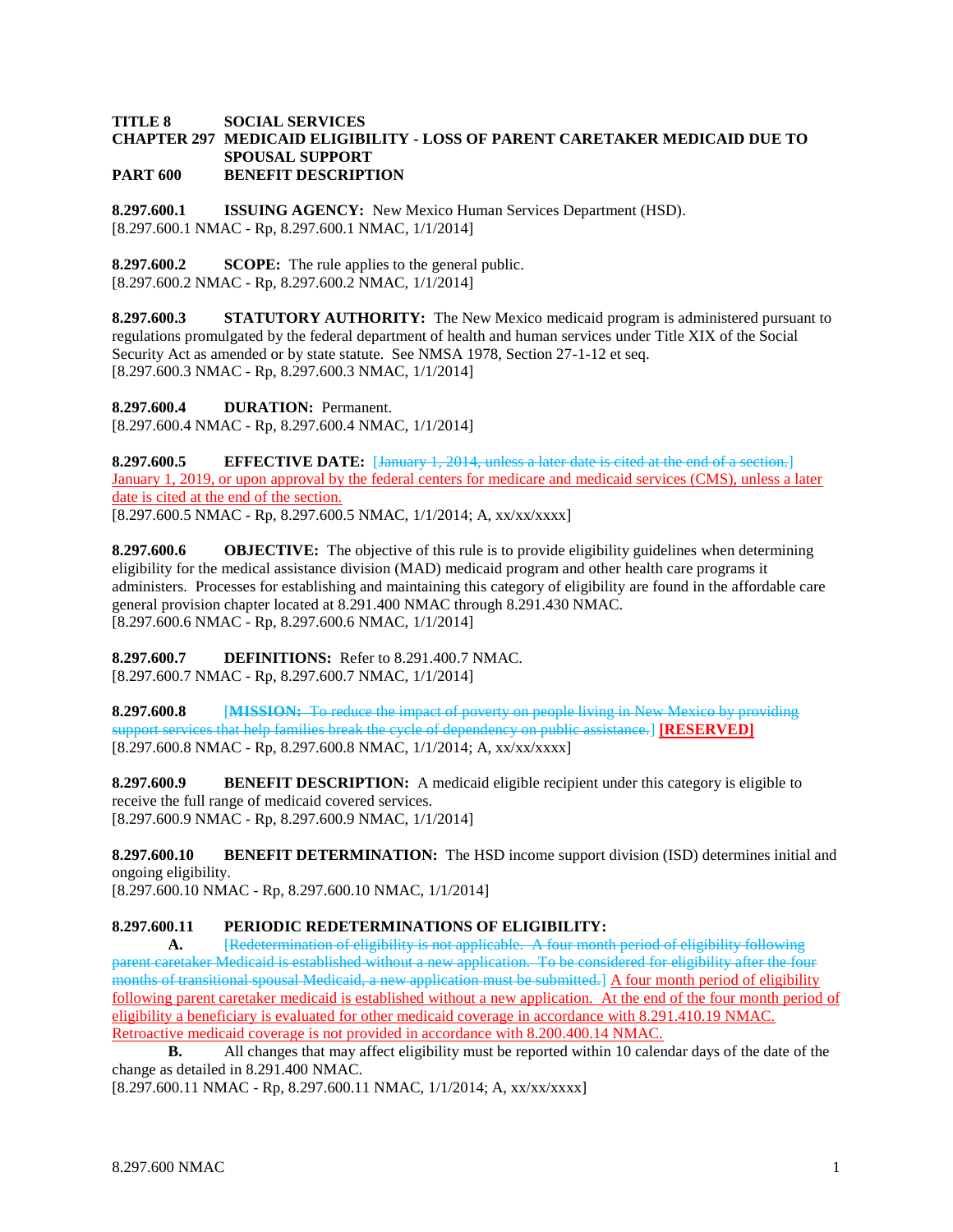**TITLE 8 SOCIAL SERVICES**
**CHAPTER 297 MEDICAID ELIGIBILITY - LOSS OF PARENT CARETAKER MEDICAID DUE TO SPOUSAL SUPPORT**
**PART 600 BENEFIT DESCRIPTION**

**8.297.600.1 ISSUING AGENCY:** New Mexico Human Services Department (HSD).
[8.297.600.1 NMAC - Rp, 8.297.600.1 NMAC, 1/1/2014]

**8.297.600.2 SCOPE:** The rule applies to the general public.
[8.297.600.2 NMAC - Rp, 8.297.600.2 NMAC, 1/1/2014]

**8.297.600.3 STATUTORY AUTHORITY:** The New Mexico medicaid program is administered pursuant to regulations promulgated by the federal department of health and human services under Title XIX of the Social Security Act as amended or by state statute. See NMSA 1978, Section 27-1-12 et seq.
[8.297.600.3 NMAC - Rp, 8.297.600.3 NMAC, 1/1/2014]

**8.297.600.4 DURATION:** Permanent.
[8.297.600.4 NMAC - Rp, 8.297.600.4 NMAC, 1/1/2014]

**8.297.600.5 EFFECTIVE DATE:** [~~January 1, 2014, unless a later date is cited at the end of a section.~~] January 1, 2019, or upon approval by the federal centers for medicare and medicaid services (CMS), unless a later date is cited at the end of the section.
[8.297.600.5 NMAC - Rp, 8.297.600.5 NMAC, 1/1/2014; A, xx/xx/xxxx]

**8.297.600.6 OBJECTIVE:** The objective of this rule is to provide eligibility guidelines when determining eligibility for the medical assistance division (MAD) medicaid program and other health care programs it administers. Processes for establishing and maintaining this category of eligibility are found in the affordable care general provision chapter located at 8.291.400 NMAC through 8.291.430 NMAC.
[8.297.600.6 NMAC - Rp, 8.297.600.6 NMAC, 1/1/2014]

**8.297.600.7 DEFINITIONS:** Refer to 8.291.400.7 NMAC.
[8.297.600.7 NMAC - Rp, 8.297.600.7 NMAC, 1/1/2014]

**8.297.600.8** [~~**MISSION:** To reduce the impact of poverty on people living in New Mexico by providing support services that help families break the cycle of dependency on public assistance.~~] **[RESERVED]**
[8.297.600.8 NMAC - Rp, 8.297.600.8 NMAC, 1/1/2014; A, xx/xx/xxxx]

**8.297.600.9 BENEFIT DESCRIPTION:** A medicaid eligible recipient under this category is eligible to receive the full range of medicaid covered services.
[8.297.600.9 NMAC - Rp, 8.297.600.9 NMAC, 1/1/2014]

**8.297.600.10 BENEFIT DETERMINATION:** The HSD income support division (ISD) determines initial and ongoing eligibility.
[8.297.600.10 NMAC - Rp, 8.297.600.10 NMAC, 1/1/2014]

**8.297.600.11 PERIODIC REDETERMINATIONS OF ELIGIBILITY:**

**A.** [~~Redetermination of eligibility is not applicable. A four month period of eligibility following parent caretaker Medicaid is established without a new application. To be considered for eligibility after the four months of transitional spousal Medicaid, a new application must be submitted.~~] A four month period of eligibility following parent caretaker medicaid is established without a new application. At the end of the four month period of eligibility a beneficiary is evaluated for other medicaid coverage in accordance with 8.291.410.19 NMAC. Retroactive medicaid coverage is not provided in accordance with 8.200.400.14 NMAC.

**B.** All changes that may affect eligibility must be reported within 10 calendar days of the date of the change as detailed in 8.291.400 NMAC.
[8.297.600.11 NMAC - Rp, 8.297.600.11 NMAC, 1/1/2014; A, xx/xx/xxxx]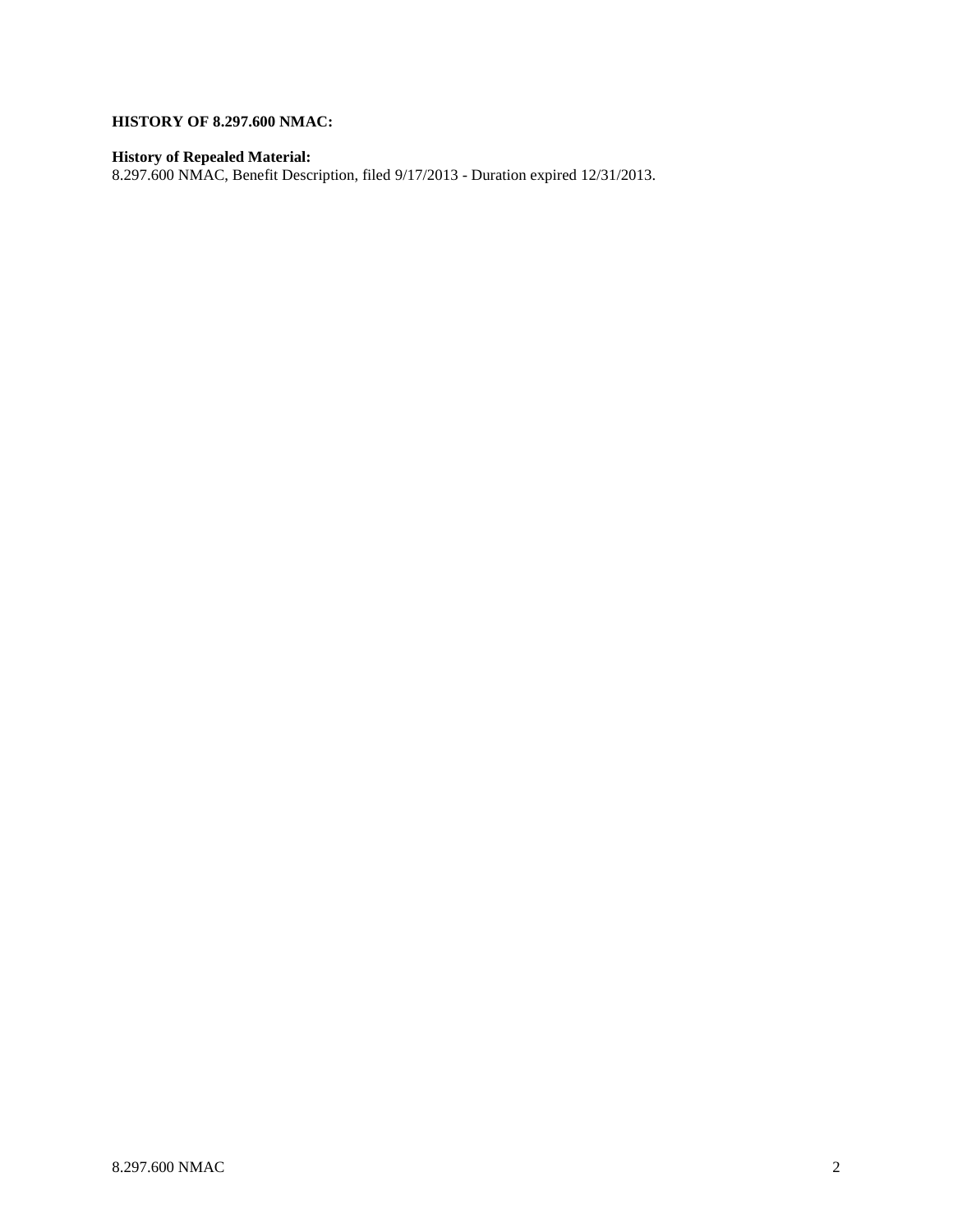**HISTORY OF 8.297.600 NMAC:**

**History of Repealed Material:**
8.297.600 NMAC, Benefit Description, filed 9/17/2013 - Duration expired 12/31/2013.